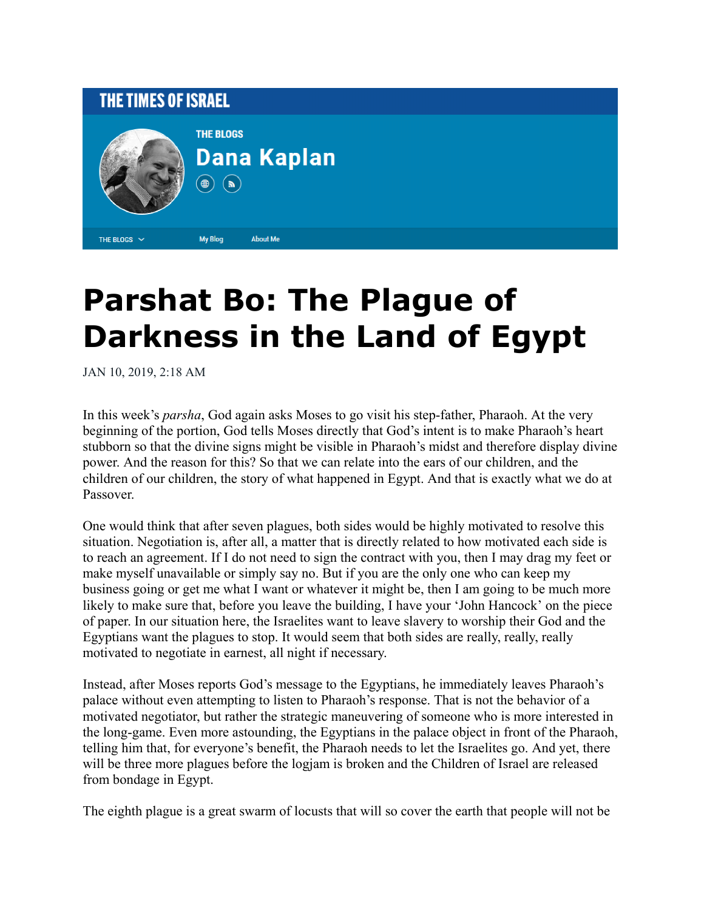THE TIMES OF ISRAEL

THE BLOGS

Dana Kaplan

THE BLOGS | My Blog | About Me

# Parshat Bo: The Plague of Darkness in the Land of Egypt

JAN 10, 2019, 2:18 AM

In this week's *parsha*, God again asks Moses to go visit his step-father, Pharaoh. At the very beginning of the portion, God tells Moses directly that God's intent is to make Pharaoh's heart stubborn so that the divine signs might be visible in Pharaoh's midst and therefore display divine power. And the reason for this? So that we can relate into the ears of our children, and the children of our children, the story of what happened in Egypt. And that is exactly what we do at Passover.

One would think that after seven plagues, both sides would be highly motivated to resolve this situation. Negotiation is, after all, a matter that is directly related to how motivated each side is to reach an agreement. If I do not need to sign the contract with you, then I may drag my feet or make myself unavailable or simply say no. But if you are the only one who can keep my business going or get me what I want or whatever it might be, then I am going to be much more likely to make sure that, before you leave the building, I have your 'John Hancock' on the piece of paper. In our situation here, the Israelites want to leave slavery to worship their God and the Egyptians want the plagues to stop. It would seem that both sides are really, really, really motivated to negotiate in earnest, all night if necessary.

Instead, after Moses reports God's message to the Egyptians, he immediately leaves Pharaoh's palace without even attempting to listen to Pharaoh's response. That is not the behavior of a motivated negotiator, but rather the strategic maneuvering of someone who is more interested in the long-game. Even more astounding, the Egyptians in the palace object in front of the Pharaoh, telling him that, for everyone's benefit, the Pharaoh needs to let the Israelites go. And yet, there will be three more plagues before the logjam is broken and the Children of Israel are released from bondage in Egypt.

The eighth plague is a great swarm of locusts that will so cover the earth that people will not be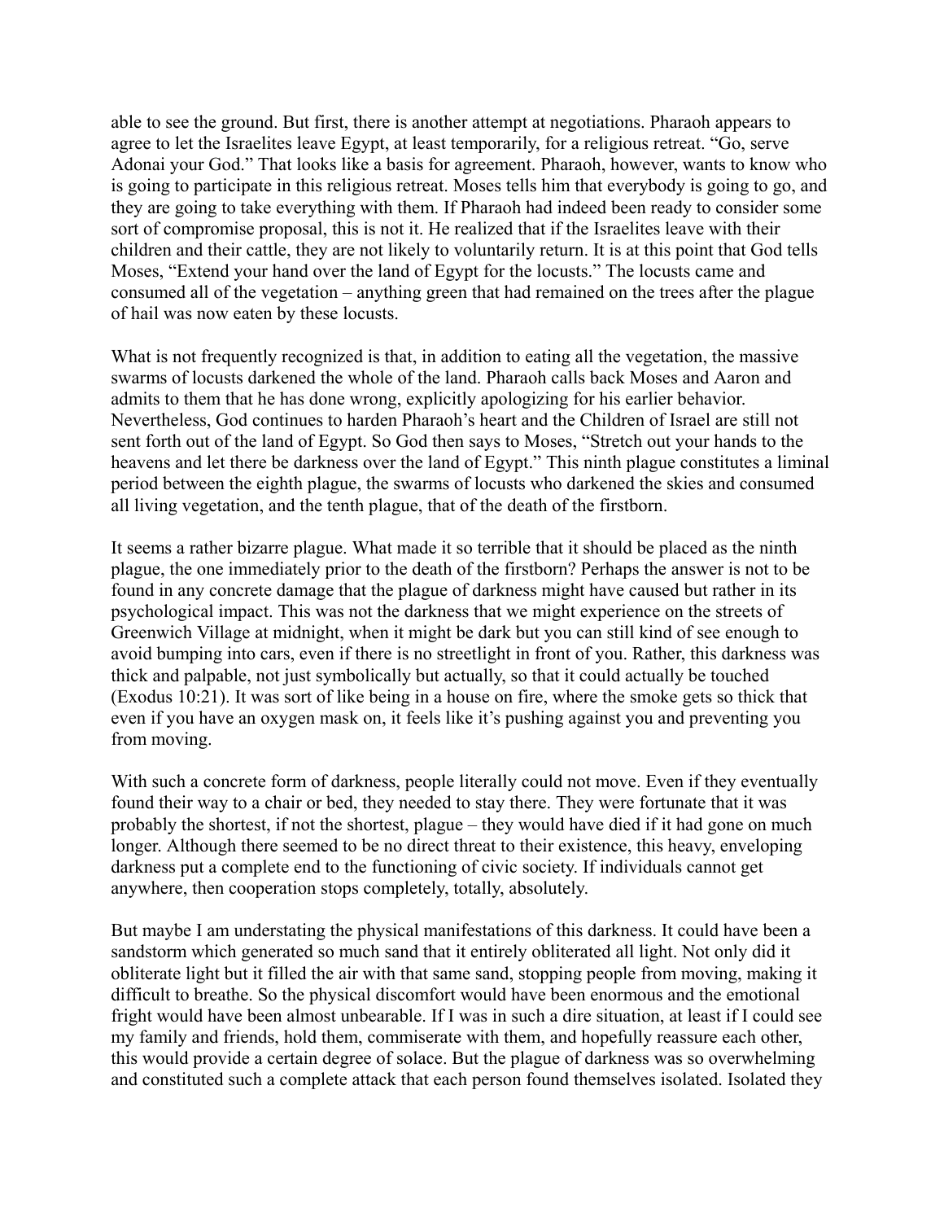able to see the ground. But first, there is another attempt at negotiations. Pharaoh appears to agree to let the Israelites leave Egypt, at least temporarily, for a religious retreat. “Go, serve Adonai your God.” That looks like a basis for agreement. Pharaoh, however, wants to know who is going to participate in this religious retreat. Moses tells him that everybody is going to go, and they are going to take everything with them. If Pharaoh had indeed been ready to consider some sort of compromise proposal, this is not it. He realized that if the Israelites leave with their children and their cattle, they are not likely to voluntarily return. It is at this point that God tells Moses, “Extend your hand over the land of Egypt for the locusts.” The locusts came and consumed all of the vegetation – anything green that had remained on the trees after the plague of hail was now eaten by these locusts.

What is not frequently recognized is that, in addition to eating all the vegetation, the massive swarms of locusts darkened the whole of the land. Pharaoh calls back Moses and Aaron and admits to them that he has done wrong, explicitly apologizing for his earlier behavior. Nevertheless, God continues to harden Pharaoh’s heart and the Children of Israel are still not sent forth out of the land of Egypt. So God then says to Moses, “Stretch out your hands to the heavens and let there be darkness over the land of Egypt.” This ninth plague constitutes a liminal period between the eighth plague, the swarms of locusts who darkened the skies and consumed all living vegetation, and the tenth plague, that of the death of the firstborn.

It seems a rather bizarre plague. What made it so terrible that it should be placed as the ninth plague, the one immediately prior to the death of the firstborn? Perhaps the answer is not to be found in any concrete damage that the plague of darkness might have caused but rather in its psychological impact. This was not the darkness that we might experience on the streets of Greenwich Village at midnight, when it might be dark but you can still kind of see enough to avoid bumping into cars, even if there is no streetlight in front of you. Rather, this darkness was thick and palpable, not just symbolically but actually, so that it could actually be touched (Exodus 10:21). It was sort of like being in a house on fire, where the smoke gets so thick that even if you have an oxygen mask on, it feels like it’s pushing against you and preventing you from moving.

With such a concrete form of darkness, people literally could not move. Even if they eventually found their way to a chair or bed, they needed to stay there. They were fortunate that it was probably the shortest, if not the shortest, plague – they would have died if it had gone on much longer. Although there seemed to be no direct threat to their existence, this heavy, enveloping darkness put a complete end to the functioning of civic society. If individuals cannot get anywhere, then cooperation stops completely, totally, absolutely.

But maybe I am understating the physical manifestations of this darkness. It could have been a sandstorm which generated so much sand that it entirely obliterated all light. Not only did it obliterate light but it filled the air with that same sand, stopping people from moving, making it difficult to breathe. So the physical discomfort would have been enormous and the emotional fright would have been almost unbearable. If I was in such a dire situation, at least if I could see my family and friends, hold them, commiserate with them, and hopefully reassure each other, this would provide a certain degree of solace. But the plague of darkness was so overwhelming and constituted such a complete attack that each person found themselves isolated. Isolated they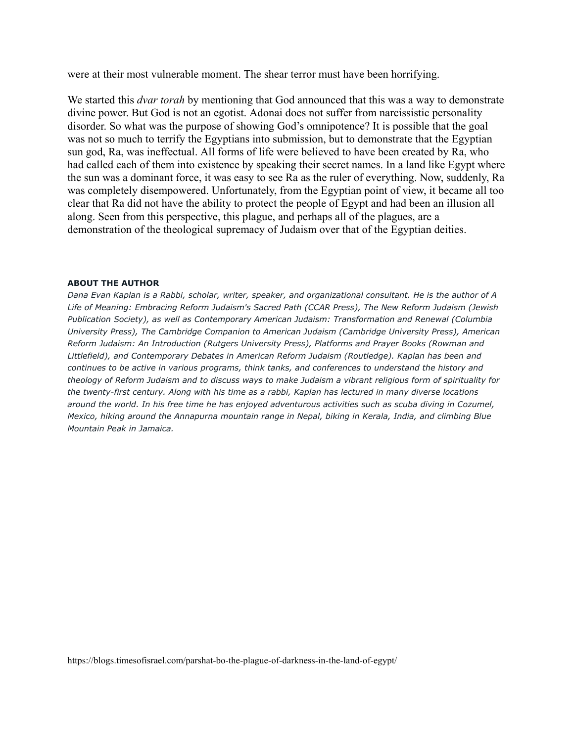were at their most vulnerable moment. The shear terror must have been horrifying.

We started this *dvar torah* by mentioning that God announced that this was a way to demonstrate divine power. But God is not an egotist. Adonai does not suffer from narcissistic personality disorder. So what was the purpose of showing God's omnipotence? It is possible that the goal was not so much to terrify the Egyptians into submission, but to demonstrate that the Egyptian sun god, Ra, was ineffectual. All forms of life were believed to have been created by Ra, who had called each of them into existence by speaking their secret names. In a land like Egypt where the sun was a dominant force, it was easy to see Ra as the ruler of everything. Now, suddenly, Ra was completely disempowered. Unfortunately, from the Egyptian point of view, it became all too clear that Ra did not have the ability to protect the people of Egypt and had been an illusion all along. Seen from this perspective, this plague, and perhaps all of the plagues, are a demonstration of the theological supremacy of Judaism over that of the Egyptian deities.

**ABOUT THE AUTHOR**

*Dana Evan Kaplan is a Rabbi, scholar, writer, speaker, and organizational consultant. He is the author of A Life of Meaning: Embracing Reform Judaism's Sacred Path (CCAR Press), The New Reform Judaism (Jewish Publication Society), as well as Contemporary American Judaism: Transformation and Renewal (Columbia University Press), The Cambridge Companion to American Judaism (Cambridge University Press), American Reform Judaism: An Introduction (Rutgers University Press), Platforms and Prayer Books (Rowman and Littlefield), and Contemporary Debates in American Reform Judaism (Routledge). Kaplan has been and continues to be active in various programs, think tanks, and conferences to understand the history and theology of Reform Judaism and to discuss ways to make Judaism a vibrant religious form of spirituality for the twenty-first century. Along with his time as a rabbi, Kaplan has lectured in many diverse locations around the world. In his free time he has enjoyed adventurous activities such as scuba diving in Cozumel, Mexico, hiking around the Annapurna mountain range in Nepal, biking in Kerala, India, and climbing Blue Mountain Peak in Jamaica.*

https://blogs.timesofisrael.com/parshat-bo-the-plague-of-darkness-in-the-land-of-egypt/